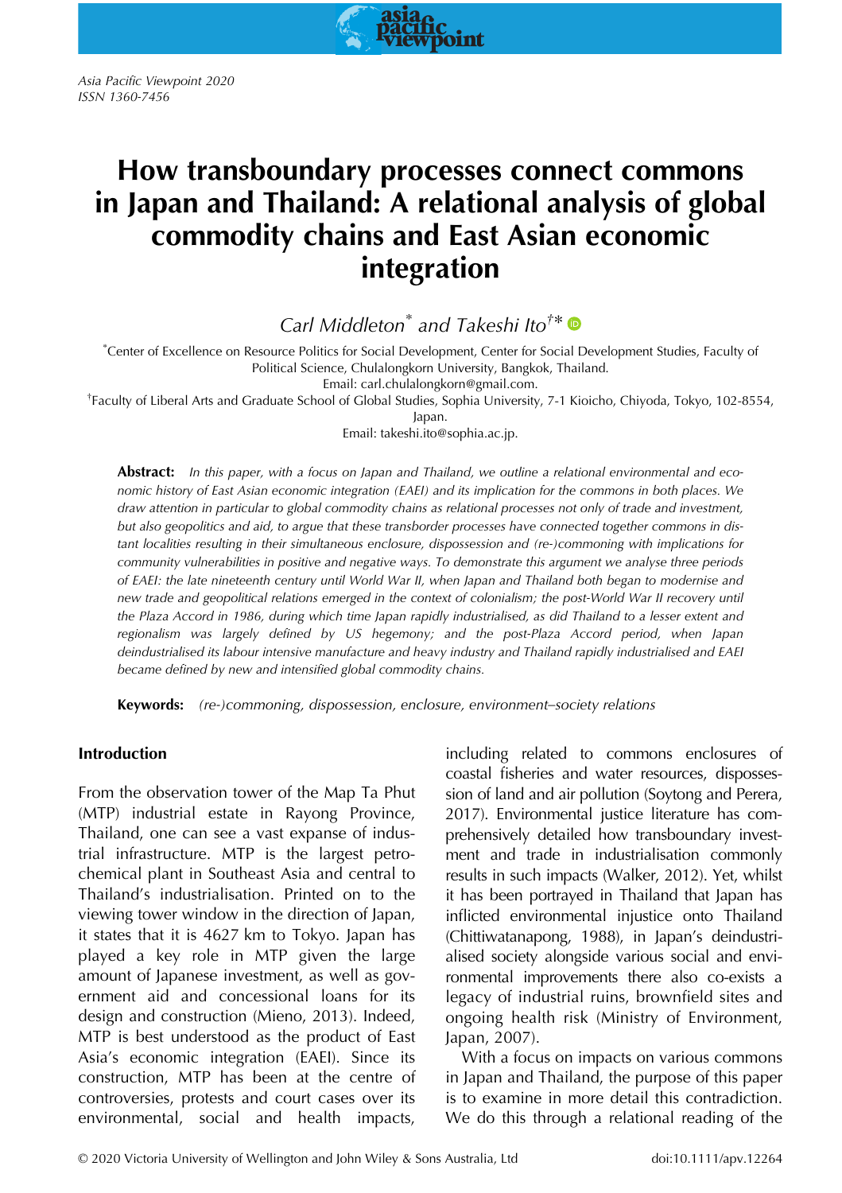Asia Pacific Viewpoint 2020
ISSN 1360-7456

# How transboundary processes connect commons in Japan and Thailand: A relational analysis of global commodity chains and East Asian economic integration

Carl Middleton[*] and Takeshi Ito[†*]

[*]Center of Excellence on Resource Politics for Social Development, Center for Social Development Studies, Faculty of Political Science, Chulalongkorn University, Bangkok, Thailand.
Email: carl.chulalongkorn@gmail.com.

[†]Faculty of Liberal Arts and Graduate School of Global Studies, Sophia University, 7-1 Kioicho, Chiyoda, Tokyo, 102-8554, Japan.
Email: takeshi.ito@sophia.ac.jp.

**Abstract:** *In this paper, with a focus on Japan and Thailand, we outline a relational environmental and economic history of East Asian economic integration (EAEI) and its implication for the commons in both places. We draw attention in particular to global commodity chains as relational processes not only of trade and investment, but also geopolitics and aid, to argue that these transborder processes have connected together commons in distant localities resulting in their simultaneous enclosure, dispossession and (re-)commoning with implications for community vulnerabilities in positive and negative ways. To demonstrate this argument we analyse three periods of EAEI: the late nineteenth century until World War II, when Japan and Thailand both began to modernise and new trade and geopolitical relations emerged in the context of colonialism; the post-World War II recovery until the Plaza Accord in 1986, during which time Japan rapidly industrialised, as did Thailand to a lesser extent and regionalism was largely defined by US hegemony; and the post-Plaza Accord period, when Japan deindustrialised its labour intensive manufacture and heavy industry and Thailand rapidly industrialised and EAEI became defined by new and intensified global commodity chains.*

**Keywords:** *(re-)commoning, dispossession, enclosure, environment–society relations*

## Introduction

From the observation tower of the Map Ta Phut (MTP) industrial estate in Rayong Province, Thailand, one can see a vast expanse of industrial infrastructure. MTP is the largest petrochemical plant in Southeast Asia and central to Thailand's industrialisation. Printed on to the viewing tower window in the direction of Japan, it states that it is 4627 km to Tokyo. Japan has played a key role in MTP given the large amount of Japanese investment, as well as government aid and concessional loans for its design and construction (Mieno, 2013). Indeed, MTP is best understood as the product of East Asia's economic integration (EAEI). Since its construction, MTP has been at the centre of controversies, protests and court cases over its environmental, social and health impacts, including related to commons enclosures of coastal fisheries and water resources, dispossession of land and air pollution (Soytong and Perera, 2017). Environmental justice literature has comprehensively detailed how transboundary investment and trade in industrialisation commonly results in such impacts (Walker, 2012). Yet, whilst it has been portrayed in Thailand that Japan has inflicted environmental injustice onto Thailand (Chittiwatanapong, 1988), in Japan's deindustrialised society alongside various social and environmental improvements there also co-exists a legacy of industrial ruins, brownfield sites and ongoing health risk (Ministry of Environment, Japan, 2007).

With a focus on impacts on various commons in Japan and Thailand, the purpose of this paper is to examine in more detail this contradiction. We do this through a relational reading of the

© 2020 Victoria University of Wellington and John Wiley & Sons Australia, Ltd doi:10.1111/apv.12264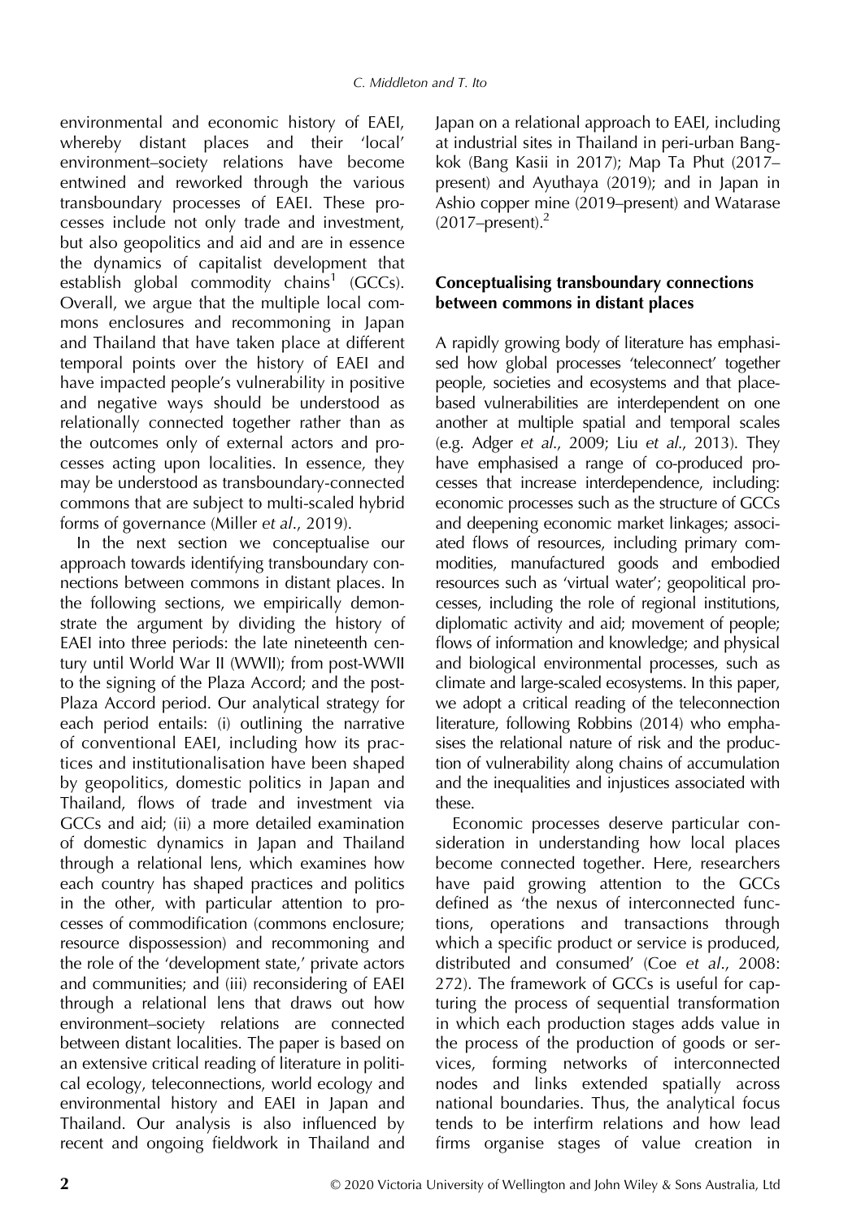environmental and economic history of EAEI, whereby distant places and their 'local' environment–society relations have become entwined and reworked through the various transboundary processes of EAEI. These processes include not only trade and investment, but also geopolitics and aid and are in essence the dynamics of capitalist development that establish global commodity chains[1] (GCCs). Overall, we argue that the multiple local commons enclosures and recommoning in Japan and Thailand that have taken place at different temporal points over the history of EAEI and have impacted people's vulnerability in positive and negative ways should be understood as relationally connected together rather than as the outcomes only of external actors and processes acting upon localities. In essence, they may be understood as transboundary-connected commons that are subject to multi-scaled hybrid forms of governance (Miller *et al*., 2019).

In the next section we conceptualise our approach towards identifying transboundary connections between commons in distant places. In the following sections, we empirically demonstrate the argument by dividing the history of EAEI into three periods: the late nineteenth century until World War II (WWII); from post-WWII to the signing of the Plaza Accord; and the post-Plaza Accord period. Our analytical strategy for each period entails: (i) outlining the narrative of conventional EAEI, including how its practices and institutionalisation have been shaped by geopolitics, domestic politics in Japan and Thailand, flows of trade and investment via GCCs and aid; (ii) a more detailed examination of domestic dynamics in Japan and Thailand through a relational lens, which examines how each country has shaped practices and politics in the other, with particular attention to processes of commodification (commons enclosure; resource dispossession) and recommoning and the role of the 'development state,' private actors and communities; and (iii) reconsidering of EAEI through a relational lens that draws out how environment–society relations are connected between distant localities. The paper is based on an extensive critical reading of literature in political ecology, teleconnections, world ecology and environmental history and EAEI in Japan and Thailand. Our analysis is also influenced by recent and ongoing fieldwork in Thailand and Japan on a relational approach to EAEI, including at industrial sites in Thailand in peri-urban Bangkok (Bang Kasii in 2017); Map Ta Phut (2017–present) and Ayuthaya (2019); and in Japan in Ashio copper mine (2019–present) and Watarase (2017–present).[2]

## Conceptualising transboundary connections between commons in distant places

A rapidly growing body of literature has emphasised how global processes 'teleconnect' together people, societies and ecosystems and that place-based vulnerabilities are interdependent on one another at multiple spatial and temporal scales (e.g. Adger *et al*., 2009; Liu *et al*., 2013). They have emphasised a range of co-produced processes that increase interdependence, including: economic processes such as the structure of GCCs and deepening economic market linkages; associated flows of resources, including primary commodities, manufactured goods and embodied resources such as 'virtual water'; geopolitical processes, including the role of regional institutions, diplomatic activity and aid; movement of people; flows of information and knowledge; and physical and biological environmental processes, such as climate and large-scaled ecosystems. In this paper, we adopt a critical reading of the teleconnection literature, following Robbins (2014) who emphasises the relational nature of risk and the production of vulnerability along chains of accumulation and the inequalities and injustices associated with these.

Economic processes deserve particular consideration in understanding how local places become connected together. Here, researchers have paid growing attention to the GCCs defined as 'the nexus of interconnected functions, operations and transactions through which a specific product or service is produced, distributed and consumed' (Coe *et al*., 2008: 272). The framework of GCCs is useful for capturing the process of sequential transformation in which each production stages adds value in the process of the production of goods or services, forming networks of interconnected nodes and links extended spatially across national boundaries. Thus, the analytical focus tends to be interfirm relations and how lead firms organise stages of value creation in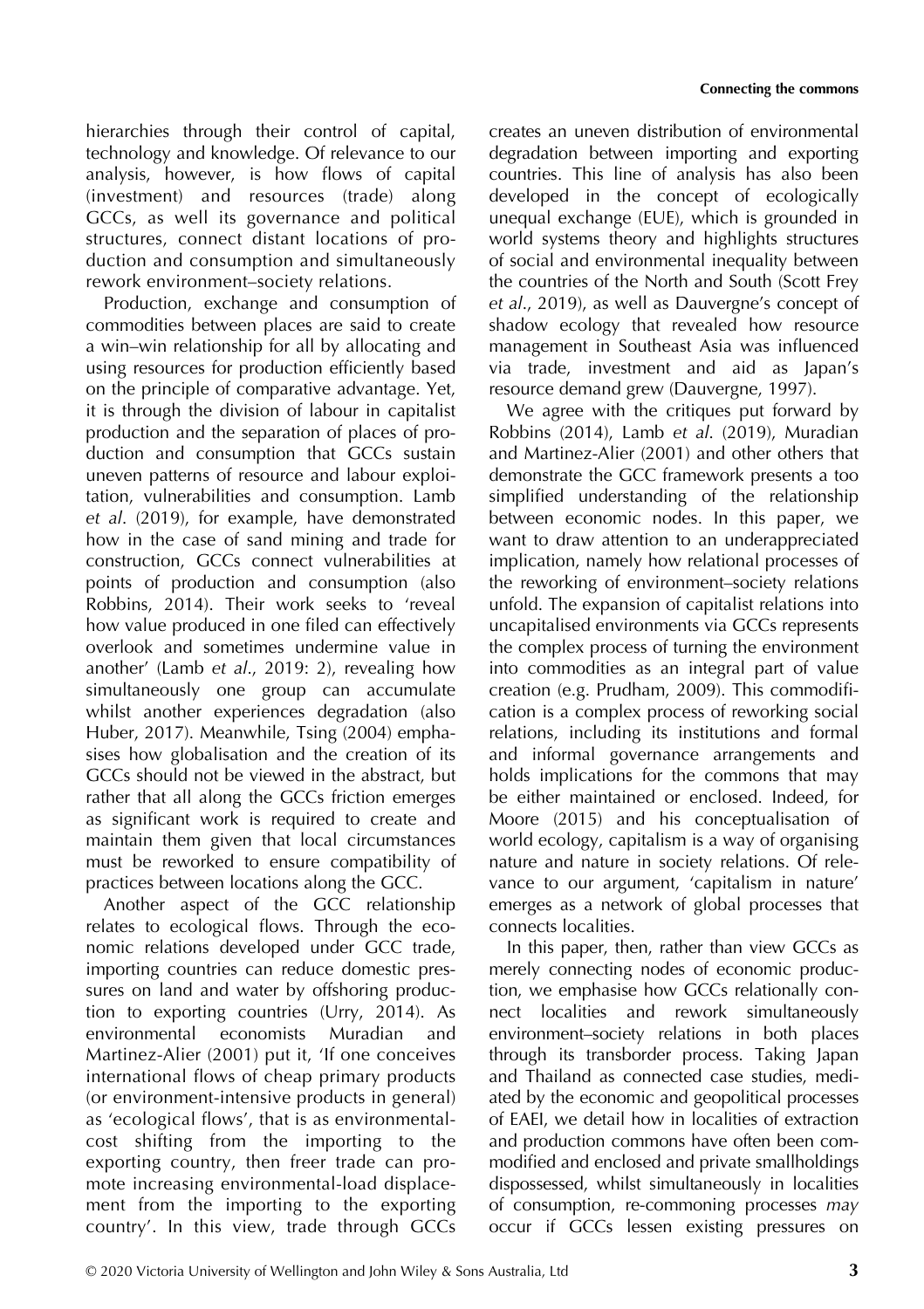hierarchies through their control of capital, technology and knowledge. Of relevance to our analysis, however, is how flows of capital (investment) and resources (trade) along GCCs, as well its governance and political structures, connect distant locations of production and consumption and simultaneously rework environment–society relations.

Production, exchange and consumption of commodities between places are said to create a win–win relationship for all by allocating and using resources for production efficiently based on the principle of comparative advantage. Yet, it is through the division of labour in capitalist production and the separation of places of production and consumption that GCCs sustain uneven patterns of resource and labour exploitation, vulnerabilities and consumption. Lamb *et al*. (2019), for example, have demonstrated how in the case of sand mining and trade for construction, GCCs connect vulnerabilities at points of production and consumption (also Robbins, 2014). Their work seeks to 'reveal how value produced in one filed can effectively overlook and sometimes undermine value in another' (Lamb *et al*., 2019: 2), revealing how simultaneously one group can accumulate whilst another experiences degradation (also Huber, 2017). Meanwhile, Tsing (2004) emphasises how globalisation and the creation of its GCCs should not be viewed in the abstract, but rather that all along the GCCs friction emerges as significant work is required to create and maintain them given that local circumstances must be reworked to ensure compatibility of practices between locations along the GCC.

Another aspect of the GCC relationship relates to ecological flows. Through the economic relations developed under GCC trade, importing countries can reduce domestic pressures on land and water by offshoring production to exporting countries (Urry, 2014). As environmental economists Muradian and Martinez-Alier (2001) put it, 'If one conceives international flows of cheap primary products (or environment-intensive products in general) as 'ecological flows', that is as environmental-cost shifting from the importing to the exporting country, then freer trade can promote increasing environmental-load displacement from the importing to the exporting country'. In this view, trade through GCCs creates an uneven distribution of environmental degradation between importing and exporting countries. This line of analysis has also been developed in the concept of ecologically unequal exchange (EUE), which is grounded in world systems theory and highlights structures of social and environmental inequality between the countries of the North and South (Scott Frey *et al*., 2019), as well as Dauvergne's concept of shadow ecology that revealed how resource management in Southeast Asia was influenced via trade, investment and aid as Japan's resource demand grew (Dauvergne, 1997).

We agree with the critiques put forward by Robbins (2014), Lamb *et al*. (2019), Muradian and Martinez-Alier (2001) and other others that demonstrate the GCC framework presents a too simplified understanding of the relationship between economic nodes. In this paper, we want to draw attention to an underappreciated implication, namely how relational processes of the reworking of environment–society relations unfold. The expansion of capitalist relations into uncapitalised environments via GCCs represents the complex process of turning the environment into commodities as an integral part of value creation (e.g. Prudham, 2009). This commodification is a complex process of reworking social relations, including its institutions and formal and informal governance arrangements and holds implications for the commons that may be either maintained or enclosed. Indeed, for Moore (2015) and his conceptualisation of world ecology, capitalism is a way of organising nature and nature in society relations. Of relevance to our argument, 'capitalism in nature' emerges as a network of global processes that connects localities.

In this paper, then, rather than view GCCs as merely connecting nodes of economic production, we emphasise how GCCs relationally connect localities and rework simultaneously environment–society relations in both places through its transborder process. Taking Japan and Thailand as connected case studies, mediated by the economic and geopolitical processes of EAEI, we detail how in localities of extraction and production commons have often been commodified and enclosed and private smallholdings dispossessed, whilst simultaneously in localities of consumption, re-commoning processes *may* occur if GCCs lessen existing pressures on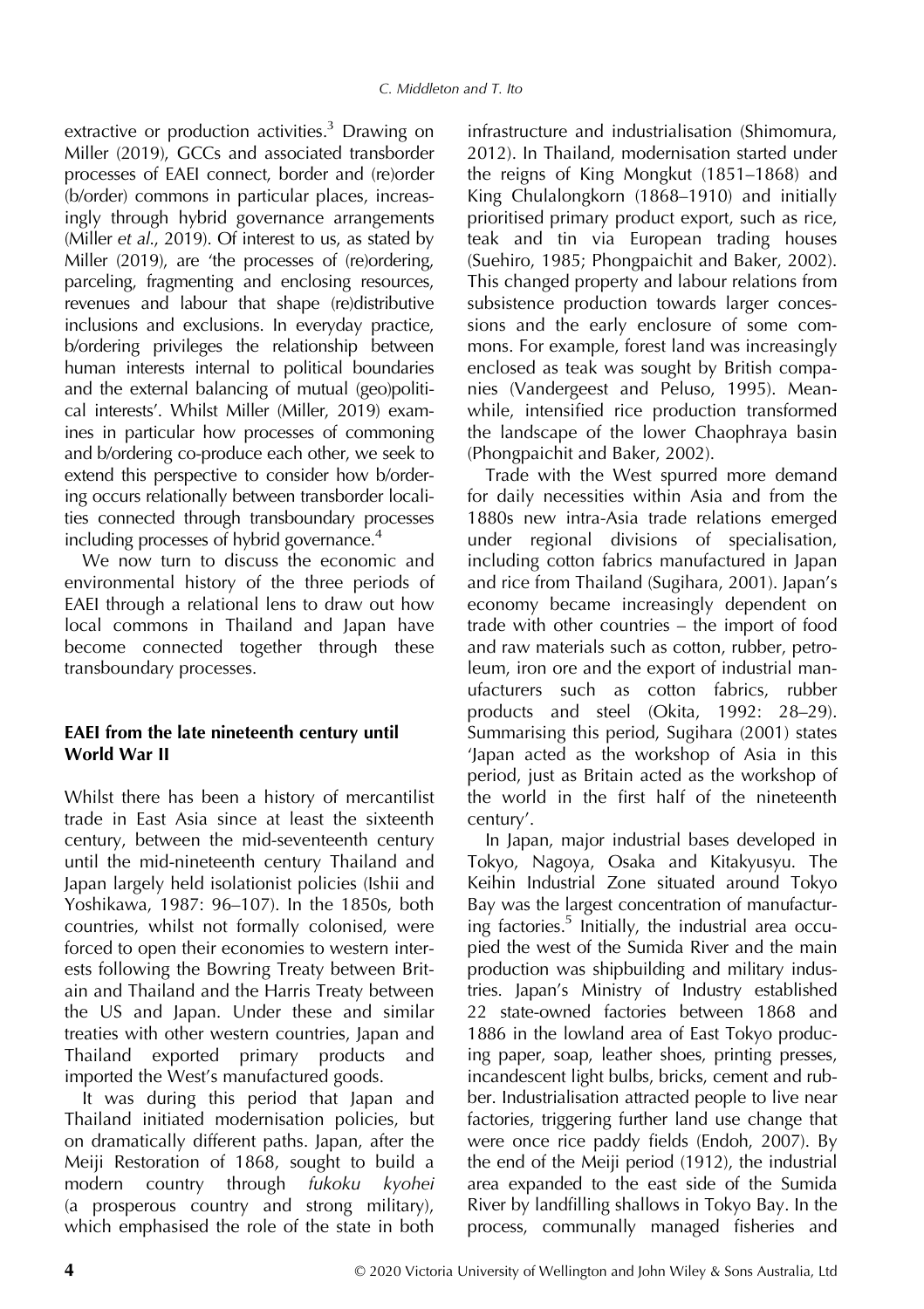extractive or production activities.[3] Drawing on Miller (2019), GCCs and associated transborder processes of EAEI connect, border and (re)order (b/order) commons in particular places, increasingly through hybrid governance arrangements (Miller *et al.*, 2019). Of interest to us, as stated by Miller (2019), are 'the processes of (re)ordering, parceling, fragmenting and enclosing resources, revenues and labour that shape (re)distributive inclusions and exclusions. In everyday practice, b/ordering privileges the relationship between human interests internal to political boundaries and the external balancing of mutual (geo)political interests'. Whilst Miller (Miller, 2019) examines in particular how processes of commoning and b/ordering co-produce each other, we seek to extend this perspective to consider how b/ordering occurs relationally between transborder localities connected through transboundary processes including processes of hybrid governance.[4]

We now turn to discuss the economic and environmental history of the three periods of EAEI through a relational lens to draw out how local commons in Thailand and Japan have become connected together through these transboundary processes.

## EAEI from the late nineteenth century until World War II

Whilst there has been a history of mercantilist trade in East Asia since at least the sixteenth century, between the mid-seventeenth century until the mid-nineteenth century Thailand and Japan largely held isolationist policies (Ishii and Yoshikawa, 1987: 96–107). In the 1850s, both countries, whilst not formally colonised, were forced to open their economies to western interests following the Bowring Treaty between Britain and Thailand and the Harris Treaty between the US and Japan. Under these and similar treaties with other western countries, Japan and Thailand exported primary products and imported the West's manufactured goods.

It was during this period that Japan and Thailand initiated modernisation policies, but on dramatically different paths. Japan, after the Meiji Restoration of 1868, sought to build a modern country through *fukoku kyohei* (a prosperous country and strong military), which emphasised the role of the state in both infrastructure and industrialisation (Shimomura, 2012). In Thailand, modernisation started under the reigns of King Mongkut (1851–1868) and King Chulalongkorn (1868–1910) and initially prioritised primary product export, such as rice, teak and tin via European trading houses (Suehiro, 1985; Phongpaichit and Baker, 2002). This changed property and labour relations from subsistence production towards larger concessions and the early enclosure of some commons. For example, forest land was increasingly enclosed as teak was sought by British companies (Vandergeest and Peluso, 1995). Meanwhile, intensified rice production transformed the landscape of the lower Chaophraya basin (Phongpaichit and Baker, 2002).

Trade with the West spurred more demand for daily necessities within Asia and from the 1880s new intra-Asia trade relations emerged under regional divisions of specialisation, including cotton fabrics manufactured in Japan and rice from Thailand (Sugihara, 2001). Japan's economy became increasingly dependent on trade with other countries – the import of food and raw materials such as cotton, rubber, petroleum, iron ore and the export of industrial manufacturers such as cotton fabrics, rubber products and steel (Okita, 1992: 28–29). Summarising this period, Sugihara (2001) states 'Japan acted as the workshop of Asia in this period, just as Britain acted as the workshop of the world in the first half of the nineteenth century'.

In Japan, major industrial bases developed in Tokyo, Nagoya, Osaka and Kitakyusyu. The Keihin Industrial Zone situated around Tokyo Bay was the largest concentration of manufacturing factories.[5] Initially, the industrial area occupied the west of the Sumida River and the main production was shipbuilding and military industries. Japan's Ministry of Industry established 22 state-owned factories between 1868 and 1886 in the lowland area of East Tokyo producing paper, soap, leather shoes, printing presses, incandescent light bulbs, bricks, cement and rubber. Industrialisation attracted people to live near factories, triggering further land use change that were once rice paddy fields (Endoh, 2007). By the end of the Meiji period (1912), the industrial area expanded to the east side of the Sumida River by landfilling shallows in Tokyo Bay. In the process, communally managed fisheries and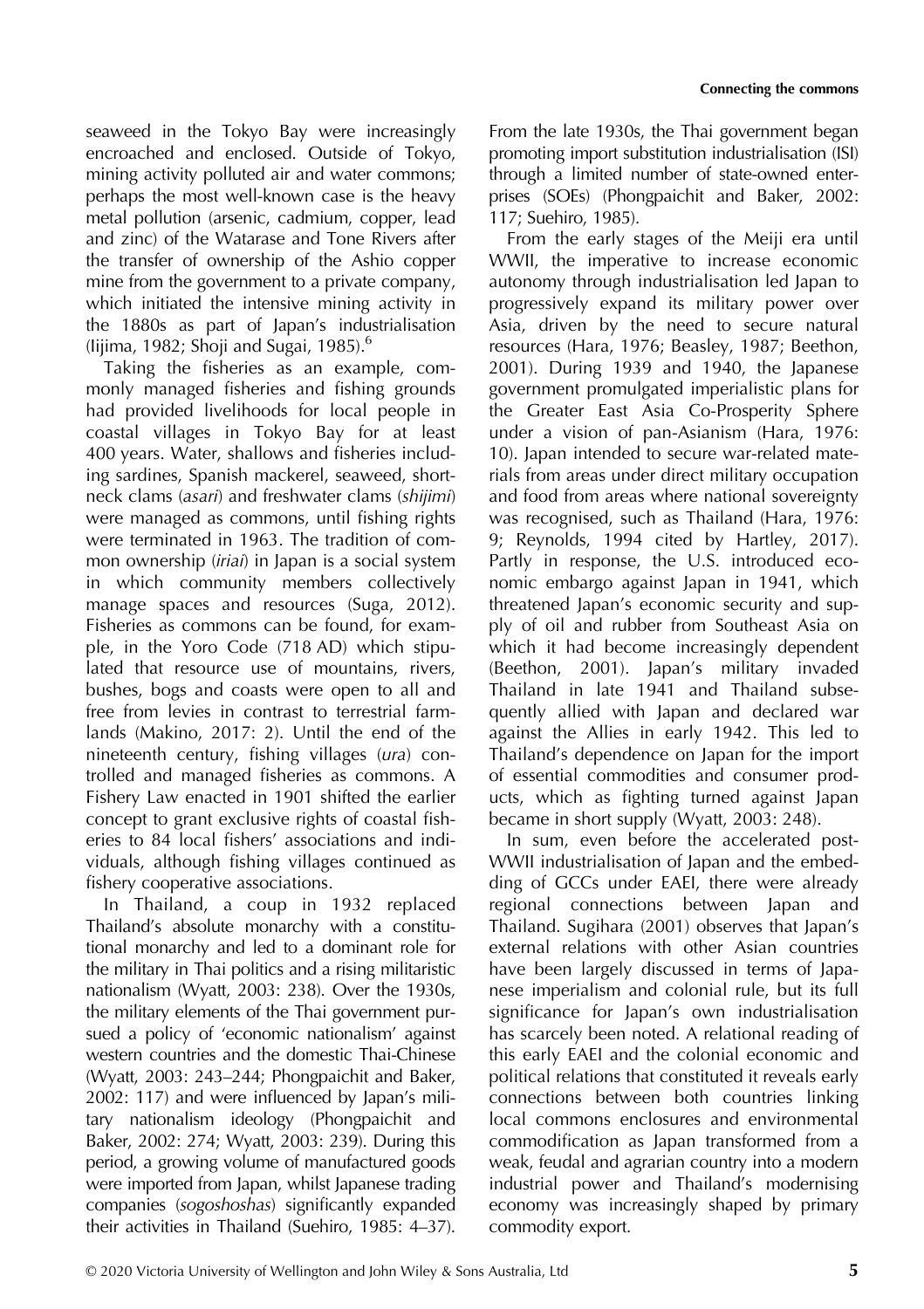seaweed in the Tokyo Bay were increasingly encroached and enclosed. Outside of Tokyo, mining activity polluted air and water commons; perhaps the most well-known case is the heavy metal pollution (arsenic, cadmium, copper, lead and zinc) of the Watarase and Tone Rivers after the transfer of ownership of the Ashio copper mine from the government to a private company, which initiated the intensive mining activity in the 1880s as part of Japan's industrialisation (Iijima, 1982; Shoji and Sugai, 1985).[6]

Taking the fisheries as an example, commonly managed fisheries and fishing grounds had provided livelihoods for local people in coastal villages in Tokyo Bay for at least 400 years. Water, shallows and fisheries including sardines, Spanish mackerel, seaweed, short-neck clams (*asari*) and freshwater clams (*shijimi*) were managed as commons, until fishing rights were terminated in 1963. The tradition of common ownership (*iriai*) in Japan is a social system in which community members collectively manage spaces and resources (Suga, 2012). Fisheries as commons can be found, for example, in the Yoro Code (718 AD) which stipulated that resource use of mountains, rivers, bushes, bogs and coasts were open to all and free from levies in contrast to terrestrial farmlands (Makino, 2017: 2). Until the end of the nineteenth century, fishing villages (*ura*) controlled and managed fisheries as commons. A Fishery Law enacted in 1901 shifted the earlier concept to grant exclusive rights of coastal fisheries to 84 local fishers' associations and individuals, although fishing villages continued as fishery cooperative associations.

In Thailand, a coup in 1932 replaced Thailand's absolute monarchy with a constitutional monarchy and led to a dominant role for the military in Thai politics and a rising militaristic nationalism (Wyatt, 2003: 238). Over the 1930s, the military elements of the Thai government pursued a policy of 'economic nationalism' against western countries and the domestic Thai-Chinese (Wyatt, 2003: 243–244; Phongpaichit and Baker, 2002: 117) and were influenced by Japan's military nationalism ideology (Phongpaichit and Baker, 2002: 274; Wyatt, 2003: 239). During this period, a growing volume of manufactured goods were imported from Japan, whilst Japanese trading companies (*sogoshoshas*) significantly expanded their activities in Thailand (Suehiro, 1985: 4–37). From the late 1930s, the Thai government began promoting import substitution industrialisation (ISI) through a limited number of state-owned enterprises (SOEs) (Phongpaichit and Baker, 2002: 117; Suehiro, 1985).

From the early stages of the Meiji era until WWII, the imperative to increase economic autonomy through industrialisation led Japan to progressively expand its military power over Asia, driven by the need to secure natural resources (Hara, 1976; Beasley, 1987; Beethon, 2001). During 1939 and 1940, the Japanese government promulgated imperialistic plans for the Greater East Asia Co-Prosperity Sphere under a vision of pan-Asianism (Hara, 1976: 10). Japan intended to secure war-related materials from areas under direct military occupation and food from areas where national sovereignty was recognised, such as Thailand (Hara, 1976: 9; Reynolds, 1994 cited by Hartley, 2017). Partly in response, the U.S. introduced economic embargo against Japan in 1941, which threatened Japan's economic security and supply of oil and rubber from Southeast Asia on which it had become increasingly dependent (Beethon, 2001). Japan's military invaded Thailand in late 1941 and Thailand subsequently allied with Japan and declared war against the Allies in early 1942. This led to Thailand's dependence on Japan for the import of essential commodities and consumer products, which as fighting turned against Japan became in short supply (Wyatt, 2003: 248).

In sum, even before the accelerated post-WWII industrialisation of Japan and the embedding of GCCs under EAEI, there were already regional connections between Japan and Thailand. Sugihara (2001) observes that Japan's external relations with other Asian countries have been largely discussed in terms of Japanese imperialism and colonial rule, but its full significance for Japan's own industrialisation has scarcely been noted. A relational reading of this early EAEI and the colonial economic and political relations that constituted it reveals early connections between both countries linking local commons enclosures and environmental commodification as Japan transformed from a weak, feudal and agrarian country into a modern industrial power and Thailand's modernising economy was increasingly shaped by primary commodity export.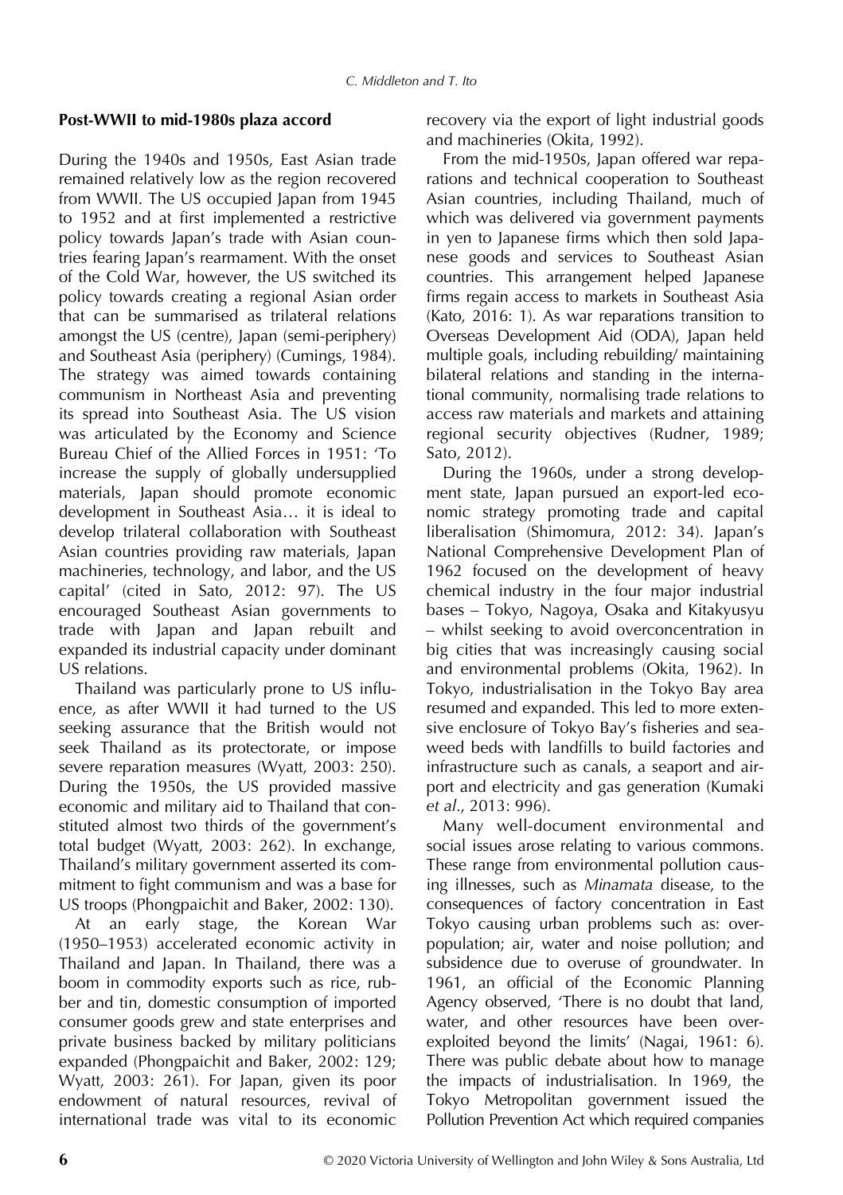## Post-WWII to mid-1980s plaza accord

During the 1940s and 1950s, East Asian trade remained relatively low as the region recovered from WWII. The US occupied Japan from 1945 to 1952 and at first implemented a restrictive policy towards Japan's trade with Asian countries fearing Japan's rearmament. With the onset of the Cold War, however, the US switched its policy towards creating a regional Asian order that can be summarised as trilateral relations amongst the US (centre), Japan (semi-periphery) and Southeast Asia (periphery) (Cumings, 1984). The strategy was aimed towards containing communism in Northeast Asia and preventing its spread into Southeast Asia. The US vision was articulated by the Economy and Science Bureau Chief of the Allied Forces in 1951: 'To increase the supply of globally undersupplied materials, Japan should promote economic development in Southeast Asia… it is ideal to develop trilateral collaboration with Southeast Asian countries providing raw materials, Japan machineries, technology, and labor, and the US capital' (cited in Sato, 2012: 97). The US encouraged Southeast Asian governments to trade with Japan and Japan rebuilt and expanded its industrial capacity under dominant US relations.

Thailand was particularly prone to US influence, as after WWII it had turned to the US seeking assurance that the British would not seek Thailand as its protectorate, or impose severe reparation measures (Wyatt, 2003: 250). During the 1950s, the US provided massive economic and military aid to Thailand that constituted almost two thirds of the government's total budget (Wyatt, 2003: 262). In exchange, Thailand's military government asserted its commitment to fight communism and was a base for US troops (Phongpaichit and Baker, 2002: 130).

At an early stage, the Korean War (1950–1953) accelerated economic activity in Thailand and Japan. In Thailand, there was a boom in commodity exports such as rice, rubber and tin, domestic consumption of imported consumer goods grew and state enterprises and private business backed by military politicians expanded (Phongpaichit and Baker, 2002: 129; Wyatt, 2003: 261). For Japan, given its poor endowment of natural resources, revival of international trade was vital to its economic recovery via the export of light industrial goods and machineries (Okita, 1992).

From the mid-1950s, Japan offered war reparations and technical cooperation to Southeast Asian countries, including Thailand, much of which was delivered via government payments in yen to Japanese firms which then sold Japanese goods and services to Southeast Asian countries. This arrangement helped Japanese firms regain access to markets in Southeast Asia (Kato, 2016: 1). As war reparations transition to Overseas Development Aid (ODA), Japan held multiple goals, including rebuilding/ maintaining bilateral relations and standing in the international community, normalising trade relations to access raw materials and markets and attaining regional security objectives (Rudner, 1989; Sato, 2012).

During the 1960s, under a strong development state, Japan pursued an export-led economic strategy promoting trade and capital liberalisation (Shimomura, 2012: 34). Japan's National Comprehensive Development Plan of 1962 focused on the development of heavy chemical industry in the four major industrial bases – Tokyo, Nagoya, Osaka and Kitakyusyu – whilst seeking to avoid overconcentration in big cities that was increasingly causing social and environmental problems (Okita, 1962). In Tokyo, industrialisation in the Tokyo Bay area resumed and expanded. This led to more extensive enclosure of Tokyo Bay's fisheries and seaweed beds with landfills to build factories and infrastructure such as canals, a seaport and airport and electricity and gas generation (Kumaki *et al*., 2013: 996).

Many well-document environmental and social issues arose relating to various commons. These range from environmental pollution causing illnesses, such as *Minamata* disease, to the consequences of factory concentration in East Tokyo causing urban problems such as: overpopulation; air, water and noise pollution; and subsidence due to overuse of groundwater. In 1961, an official of the Economic Planning Agency observed, 'There is no doubt that land, water, and other resources have been overexploited beyond the limits' (Nagai, 1961: 6). There was public debate about how to manage the impacts of industrialisation. In 1969, the Tokyo Metropolitan government issued the Pollution Prevention Act which required companies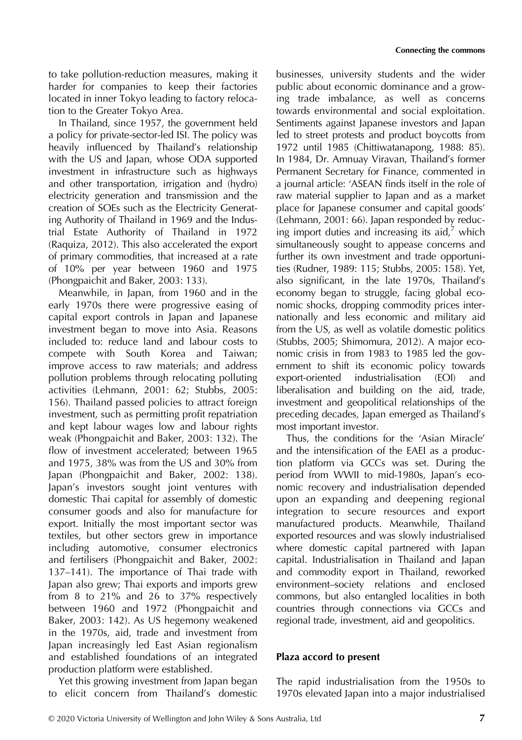to take pollution-reduction measures, making it harder for companies to keep their factories located in inner Tokyo leading to factory relocation to the Greater Tokyo Area.

In Thailand, since 1957, the government held a policy for private-sector-led ISI. The policy was heavily influenced by Thailand's relationship with the US and Japan, whose ODA supported investment in infrastructure such as highways and other transportation, irrigation and (hydro) electricity generation and transmission and the creation of SOEs such as the Electricity Generating Authority of Thailand in 1969 and the Industrial Estate Authority of Thailand in 1972 (Raquiza, 2012). This also accelerated the export of primary commodities, that increased at a rate of 10% per year between 1960 and 1975 (Phongpaichit and Baker, 2003: 133).

Meanwhile, in Japan, from 1960 and in the early 1970s there were progressive easing of capital export controls in Japan and Japanese investment began to move into Asia. Reasons included to: reduce land and labour costs to compete with South Korea and Taiwan; improve access to raw materials; and address pollution problems through relocating polluting activities (Lehmann, 2001: 62; Stubbs, 2005: 156). Thailand passed policies to attract foreign investment, such as permitting profit repatriation and kept labour wages low and labour rights weak (Phongpaichit and Baker, 2003: 132). The flow of investment accelerated; between 1965 and 1975, 38% was from the US and 30% from Japan (Phongpaichit and Baker, 2002: 138). Japan's investors sought joint ventures with domestic Thai capital for assembly of domestic consumer goods and also for manufacture for export. Initially the most important sector was textiles, but other sectors grew in importance including automotive, consumer electronics and fertilisers (Phongpaichit and Baker, 2002: 137–141). The importance of Thai trade with Japan also grew; Thai exports and imports grew from 8 to 21% and 26 to 37% respectively between 1960 and 1972 (Phongpaichit and Baker, 2003: 142). As US hegemony weakened in the 1970s, aid, trade and investment from Japan increasingly led East Asian regionalism and established foundations of an integrated production platform were established.

Yet this growing investment from Japan began to elicit concern from Thailand's domestic businesses, university students and the wider public about economic dominance and a growing trade imbalance, as well as concerns towards environmental and social exploitation. Sentiments against Japanese investors and Japan led to street protests and product boycotts from 1972 until 1985 (Chittiwatanapong, 1988: 85). In 1984, Dr. Amnuay Viravan, Thailand's former Permanent Secretary for Finance, commented in a journal article: 'ASEAN finds itself in the role of raw material supplier to Japan and as a market place for Japanese consumer and capital goods' (Lehmann, 2001: 66). Japan responded by reducing import duties and increasing its aid,[7] which simultaneously sought to appease concerns and further its own investment and trade opportunities (Rudner, 1989: 115; Stubbs, 2005: 158). Yet, also significant, in the late 1970s, Thailand's economy began to struggle, facing global economic shocks, dropping commodity prices internationally and less economic and military aid from the US, as well as volatile domestic politics (Stubbs, 2005; Shimomura, 2012). A major economic crisis in from 1983 to 1985 led the government to shift its economic policy towards export-oriented industrialisation (EOI) and liberalisation and building on the aid, trade, investment and geopolitical relationships of the preceding decades, Japan emerged as Thailand's most important investor.

Thus, the conditions for the 'Asian Miracle' and the intensification of the EAEI as a production platform via GCCs was set. During the period from WWII to mid-1980s, Japan's economic recovery and industrialisation depended upon an expanding and deepening regional integration to secure resources and export manufactured products. Meanwhile, Thailand exported resources and was slowly industrialised where domestic capital partnered with Japan capital. Industrialisation in Thailand and Japan and commodity export in Thailand, reworked environment–society relations and enclosed commons, but also entangled localities in both countries through connections via GCCs and regional trade, investment, aid and geopolitics.

### Plaza accord to present

The rapid industrialisation from the 1950s to 1970s elevated Japan into a major industrialised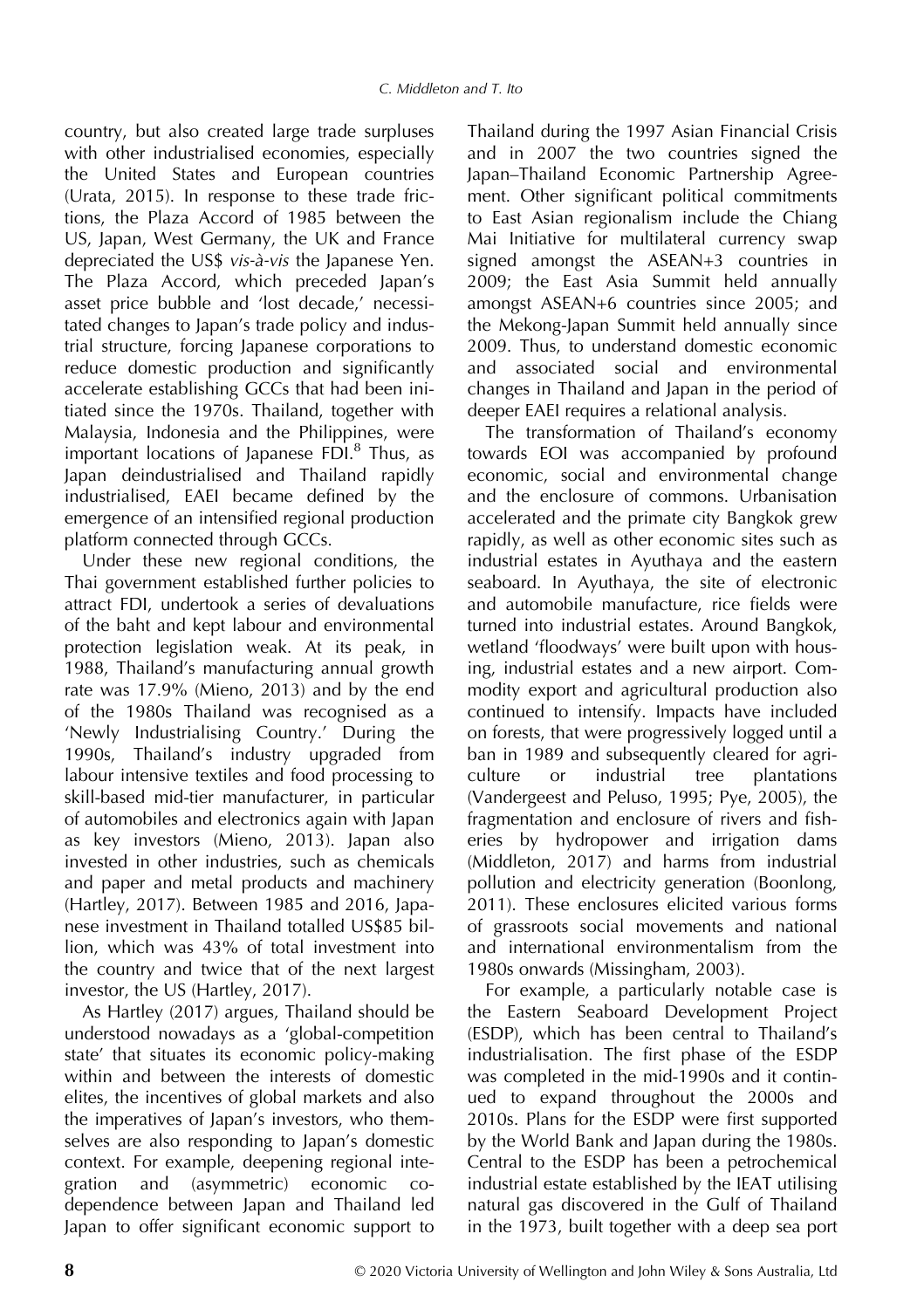country, but also created large trade surpluses with other industrialised economies, especially the United States and European countries (Urata, 2015). In response to these trade frictions, the Plaza Accord of 1985 between the US, Japan, West Germany, the UK and France depreciated the US$ *vis-à-vis* the Japanese Yen. The Plaza Accord, which preceded Japan's asset price bubble and 'lost decade,' necessitated changes to Japan's trade policy and industrial structure, forcing Japanese corporations to reduce domestic production and significantly accelerate establishing GCCs that had been initiated since the 1970s. Thailand, together with Malaysia, Indonesia and the Philippines, were important locations of Japanese FDI.[8] Thus, as Japan deindustrialised and Thailand rapidly industrialised, EAEI became defined by the emergence of an intensified regional production platform connected through GCCs.

Under these new regional conditions, the Thai government established further policies to attract FDI, undertook a series of devaluations of the baht and kept labour and environmental protection legislation weak. At its peak, in 1988, Thailand's manufacturing annual growth rate was 17.9% (Mieno, 2013) and by the end of the 1980s Thailand was recognised as a 'Newly Industrialising Country.' During the 1990s, Thailand's industry upgraded from labour intensive textiles and food processing to skill-based mid-tier manufacturer, in particular of automobiles and electronics again with Japan as key investors (Mieno, 2013). Japan also invested in other industries, such as chemicals and paper and metal products and machinery (Hartley, 2017). Between 1985 and 2016, Japanese investment in Thailand totalled US$85 billion, which was 43% of total investment into the country and twice that of the next largest investor, the US (Hartley, 2017).

As Hartley (2017) argues, Thailand should be understood nowadays as a 'global-competition state' that situates its economic policy-making within and between the interests of domestic elites, the incentives of global markets and also the imperatives of Japan's investors, who themselves are also responding to Japan's domestic context. For example, deepening regional integration and (asymmetric) economic co-dependence between Japan and Thailand led Japan to offer significant economic support to Thailand during the 1997 Asian Financial Crisis and in 2007 the two countries signed the Japan–Thailand Economic Partnership Agreement. Other significant political commitments to East Asian regionalism include the Chiang Mai Initiative for multilateral currency swap signed amongst the ASEAN+3 countries in 2009; the East Asia Summit held annually amongst ASEAN+6 countries since 2005; and the Mekong-Japan Summit held annually since 2009. Thus, to understand domestic economic and associated social and environmental changes in Thailand and Japan in the period of deeper EAEI requires a relational analysis.

The transformation of Thailand's economy towards EOI was accompanied by profound economic, social and environmental change and the enclosure of commons. Urbanisation accelerated and the primate city Bangkok grew rapidly, as well as other economic sites such as industrial estates in Ayuthaya and the eastern seaboard. In Ayuthaya, the site of electronic and automobile manufacture, rice fields were turned into industrial estates. Around Bangkok, wetland 'floodways' were built upon with housing, industrial estates and a new airport. Commodity export and agricultural production also continued to intensify. Impacts have included on forests, that were progressively logged until a ban in 1989 and subsequently cleared for agriculture or industrial tree plantations (Vandergeest and Peluso, 1995; Pye, 2005), the fragmentation and enclosure of rivers and fisheries by hydropower and irrigation dams (Middleton, 2017) and harms from industrial pollution and electricity generation (Boonlong, 2011). These enclosures elicited various forms of grassroots social movements and national and international environmentalism from the 1980s onwards (Missingham, 2003).

For example, a particularly notable case is the Eastern Seaboard Development Project (ESDP), which has been central to Thailand's industrialisation. The first phase of the ESDP was completed in the mid-1990s and it continued to expand throughout the 2000s and 2010s. Plans for the ESDP were first supported by the World Bank and Japan during the 1980s. Central to the ESDP has been a petrochemical industrial estate established by the IEAT utilising natural gas discovered in the Gulf of Thailand in the 1973, built together with a deep sea port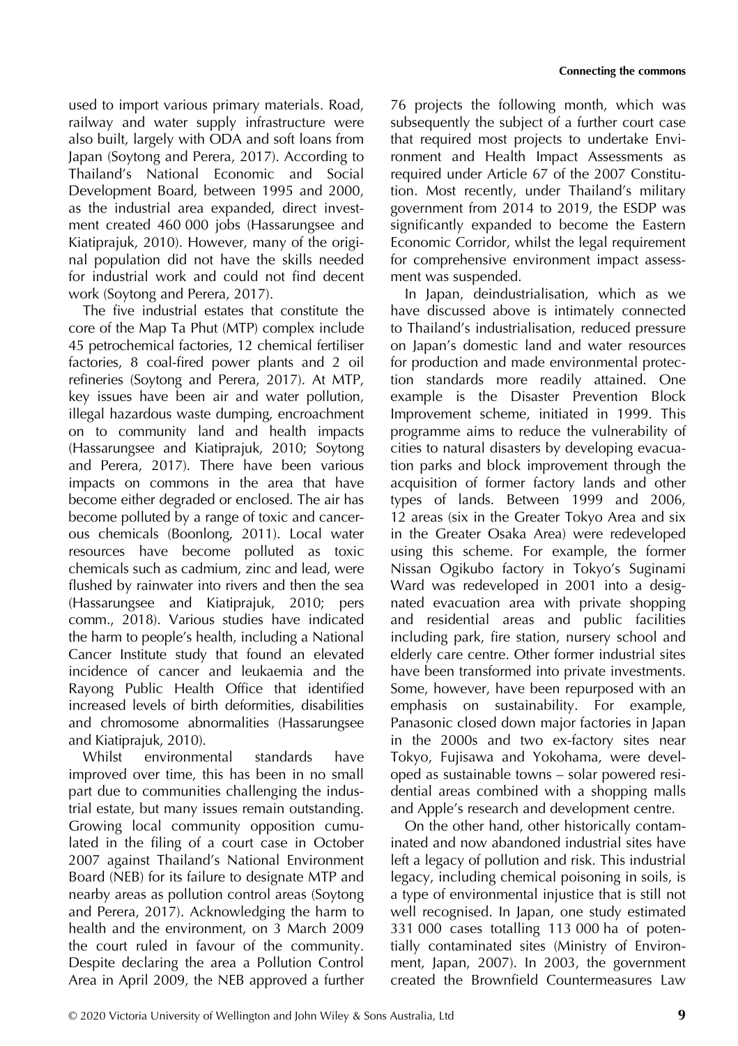used to import various primary materials. Road, railway and water supply infrastructure were also built, largely with ODA and soft loans from Japan (Soytong and Perera, 2017). According to Thailand's National Economic and Social Development Board, between 1995 and 2000, as the industrial area expanded, direct investment created 460 000 jobs (Hassarungsee and Kiatiprajuk, 2010). However, many of the original population did not have the skills needed for industrial work and could not find decent work (Soytong and Perera, 2017).

The five industrial estates that constitute the core of the Map Ta Phut (MTP) complex include 45 petrochemical factories, 12 chemical fertiliser factories, 8 coal-fired power plants and 2 oil refineries (Soytong and Perera, 2017). At MTP, key issues have been air and water pollution, illegal hazardous waste dumping, encroachment on to community land and health impacts (Hassarungsee and Kiatiprajuk, 2010; Soytong and Perera, 2017). There have been various impacts on commons in the area that have become either degraded or enclosed. The air has become polluted by a range of toxic and cancerous chemicals (Boonlong, 2011). Local water resources have become polluted as toxic chemicals such as cadmium, zinc and lead, were flushed by rainwater into rivers and then the sea (Hassarungsee and Kiatiprajuk, 2010; pers comm., 2018). Various studies have indicated the harm to people's health, including a National Cancer Institute study that found an elevated incidence of cancer and leukaemia and the Rayong Public Health Office that identified increased levels of birth deformities, disabilities and chromosome abnormalities (Hassarungsee and Kiatiprajuk, 2010).

Whilst environmental standards have improved over time, this has been in no small part due to communities challenging the industrial estate, but many issues remain outstanding. Growing local community opposition cumulated in the filing of a court case in October 2007 against Thailand's National Environment Board (NEB) for its failure to designate MTP and nearby areas as pollution control areas (Soytong and Perera, 2017). Acknowledging the harm to health and the environment, on 3 March 2009 the court ruled in favour of the community. Despite declaring the area a Pollution Control Area in April 2009, the NEB approved a further 76 projects the following month, which was subsequently the subject of a further court case that required most projects to undertake Environment and Health Impact Assessments as required under Article 67 of the 2007 Constitution. Most recently, under Thailand's military government from 2014 to 2019, the ESDP was significantly expanded to become the Eastern Economic Corridor, whilst the legal requirement for comprehensive environment impact assessment was suspended.

In Japan, deindustrialisation, which as we have discussed above is intimately connected to Thailand's industrialisation, reduced pressure on Japan's domestic land and water resources for production and made environmental protection standards more readily attained. One example is the Disaster Prevention Block Improvement scheme, initiated in 1999. This programme aims to reduce the vulnerability of cities to natural disasters by developing evacuation parks and block improvement through the acquisition of former factory lands and other types of lands. Between 1999 and 2006, 12 areas (six in the Greater Tokyo Area and six in the Greater Osaka Area) were redeveloped using this scheme. For example, the former Nissan Ogikubo factory in Tokyo's Suginami Ward was redeveloped in 2001 into a designated evacuation area with private shopping and residential areas and public facilities including park, fire station, nursery school and elderly care centre. Other former industrial sites have been transformed into private investments. Some, however, have been repurposed with an emphasis on sustainability. For example, Panasonic closed down major factories in Japan in the 2000s and two ex-factory sites near Tokyo, Fujisawa and Yokohama, were developed as sustainable towns – solar powered residential areas combined with a shopping malls and Apple's research and development centre.

On the other hand, other historically contaminated and now abandoned industrial sites have left a legacy of pollution and risk. This industrial legacy, including chemical poisoning in soils, is a type of environmental injustice that is still not well recognised. In Japan, one study estimated 331 000 cases totalling 113 000 ha of potentially contaminated sites (Ministry of Environment, Japan, 2007). In 2003, the government created the Brownfield Countermeasures Law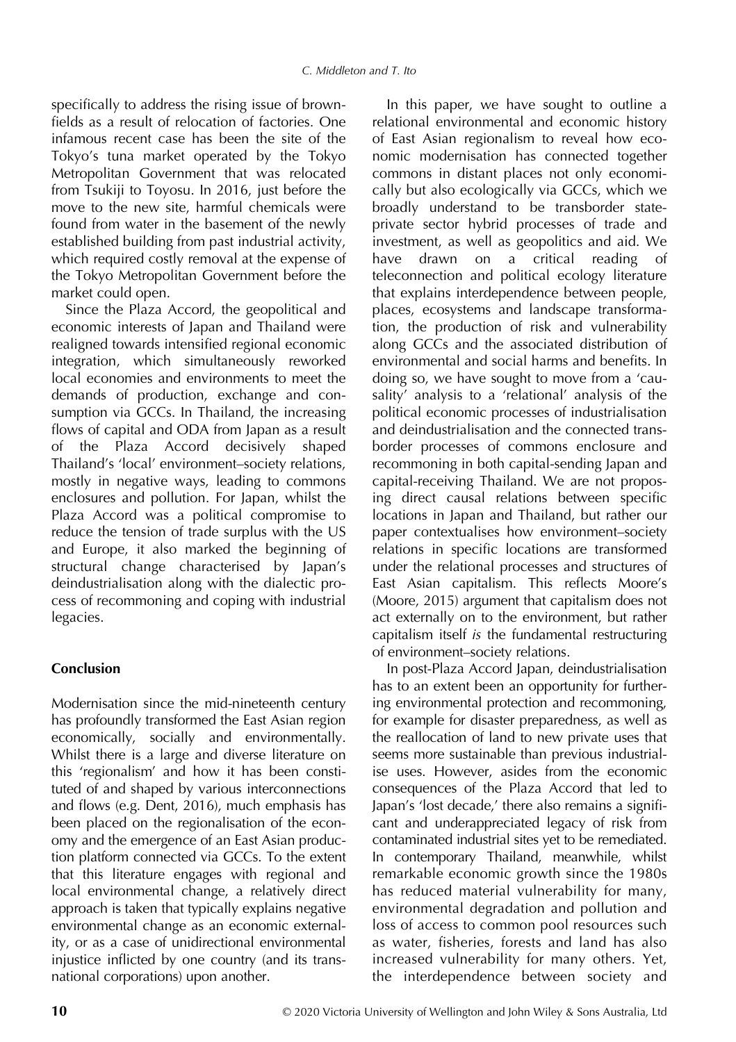specifically to address the rising issue of brownfields as a result of relocation of factories. One infamous recent case has been the site of the Tokyo's tuna market operated by the Tokyo Metropolitan Government that was relocated from Tsukiji to Toyosu. In 2016, just before the move to the new site, harmful chemicals were found from water in the basement of the newly established building from past industrial activity, which required costly removal at the expense of the Tokyo Metropolitan Government before the market could open.

Since the Plaza Accord, the geopolitical and economic interests of Japan and Thailand were realigned towards intensified regional economic integration, which simultaneously reworked local economies and environments to meet the demands of production, exchange and consumption via GCCs. In Thailand, the increasing flows of capital and ODA from Japan as a result of the Plaza Accord decisively shaped Thailand's 'local' environment–society relations, mostly in negative ways, leading to commons enclosures and pollution. For Japan, whilst the Plaza Accord was a political compromise to reduce the tension of trade surplus with the US and Europe, it also marked the beginning of structural change characterised by Japan's deindustrialisation along with the dialectic process of recommoning and coping with industrial legacies.

## Conclusion

Modernisation since the mid-nineteenth century has profoundly transformed the East Asian region economically, socially and environmentally. Whilst there is a large and diverse literature on this 'regionalism' and how it has been constituted of and shaped by various interconnections and flows (e.g. Dent, 2016), much emphasis has been placed on the regionalisation of the economy and the emergence of an East Asian production platform connected via GCCs. To the extent that this literature engages with regional and local environmental change, a relatively direct approach is taken that typically explains negative environmental change as an economic externality, or as a case of unidirectional environmental injustice inflicted by one country (and its transnational corporations) upon another.

In this paper, we have sought to outline a relational environmental and economic history of East Asian regionalism to reveal how economic modernisation has connected together commons in distant places not only economically but also ecologically via GCCs, which we broadly understand to be transborder state-private sector hybrid processes of trade and investment, as well as geopolitics and aid. We have drawn on a critical reading of teleconnection and political ecology literature that explains interdependence between people, places, ecosystems and landscape transformation, the production of risk and vulnerability along GCCs and the associated distribution of environmental and social harms and benefits. In doing so, we have sought to move from a 'causality' analysis to a 'relational' analysis of the political economic processes of industrialisation and deindustrialisation and the connected transborder processes of commons enclosure and recommoning in both capital-sending Japan and capital-receiving Thailand. We are not proposing direct causal relations between specific locations in Japan and Thailand, but rather our paper contextualises how environment–society relations in specific locations are transformed under the relational processes and structures of East Asian capitalism. This reflects Moore's (Moore, 2015) argument that capitalism does not act externally on to the environment, but rather capitalism itself *is* the fundamental restructuring of environment–society relations.

In post-Plaza Accord Japan, deindustrialisation has to an extent been an opportunity for furthering environmental protection and recommoning, for example for disaster preparedness, as well as the reallocation of land to new private uses that seems more sustainable than previous industrialise uses. However, asides from the economic consequences of the Plaza Accord that led to Japan's 'lost decade,' there also remains a significant and underappreciated legacy of risk from contaminated industrial sites yet to be remediated. In contemporary Thailand, meanwhile, whilst remarkable economic growth since the 1980s has reduced material vulnerability for many, environmental degradation and pollution and loss of access to common pool resources such as water, fisheries, forests and land has also increased vulnerability for many others. Yet, the interdependence between society and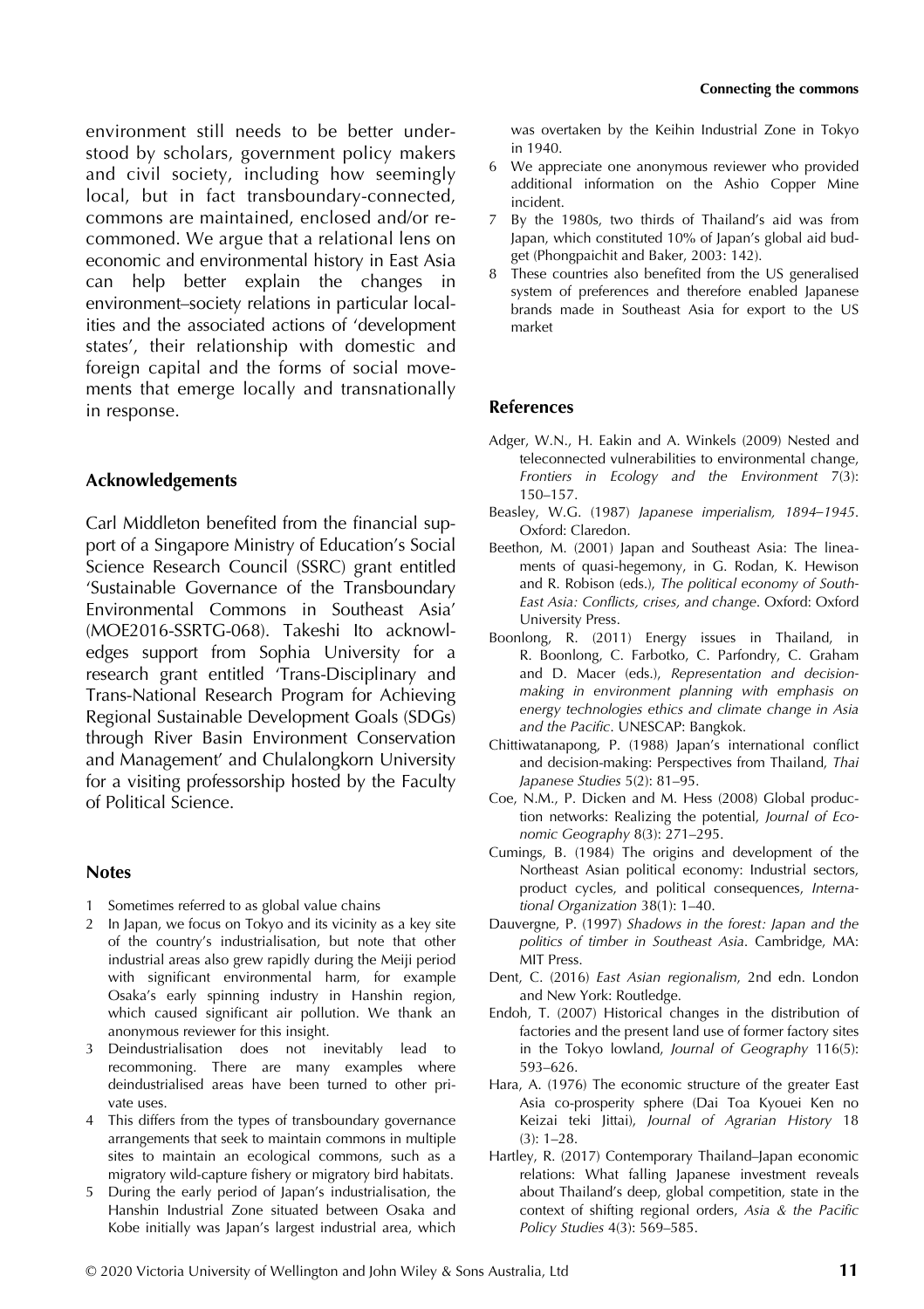environment still needs to be better understood by scholars, government policy makers and civil society, including how seemingly local, but in fact transboundary-connected, commons are maintained, enclosed and/or re-commoned. We argue that a relational lens on economic and environmental history in East Asia can help better explain the changes in environment–society relations in particular localities and the associated actions of 'development states', their relationship with domestic and foreign capital and the forms of social movements that emerge locally and transnationally in response.

## Acknowledgements

Carl Middleton benefited from the financial support of a Singapore Ministry of Education's Social Science Research Council (SSRC) grant entitled 'Sustainable Governance of the Transboundary Environmental Commons in Southeast Asia' (MOE2016-SSRTG-068). Takeshi Ito acknowledges support from Sophia University for a research grant entitled 'Trans-Disciplinary and Trans-National Research Program for Achieving Regional Sustainable Development Goals (SDGs) through River Basin Environment Conservation and Management' and Chulalongkorn University for a visiting professorship hosted by the Faculty of Political Science.

## Notes

1. Sometimes referred to as global value chains
2. In Japan, we focus on Tokyo and its vicinity as a key site of the country's industrialisation, but note that other industrial areas also grew rapidly during the Meiji period with significant environmental harm, for example Osaka's early spinning industry in Hanshin region, which caused significant air pollution. We thank an anonymous reviewer for this insight.
3. Deindustrialisation does not inevitably lead to recommoning. There are many examples where deindustrialised areas have been turned to other private uses.
4. This differs from the types of transboundary governance arrangements that seek to maintain commons in multiple sites to maintain an ecological commons, such as a migratory wild-capture fishery or migratory bird habitats.
5. During the early period of Japan's industrialisation, the Hanshin Industrial Zone situated between Osaka and Kobe initially was Japan's largest industrial area, which was overtaken by the Keihin Industrial Zone in Tokyo in 1940.
6. We appreciate one anonymous reviewer who provided additional information on the Ashio Copper Mine incident.
7. By the 1980s, two thirds of Thailand's aid was from Japan, which constituted 10% of Japan's global aid budget (Phongpaichit and Baker, 2003: 142).
8. These countries also benefited from the US generalised system of preferences and therefore enabled Japanese brands made in Southeast Asia for export to the US market

## References

Adger, W.N., H. Eakin and A. Winkels (2009) Nested and teleconnected vulnerabilities to environmental change, *Frontiers in Ecology and the Environment* 7(3): 150–157.

Beasley, W.G. (1987) *Japanese imperialism, 1894–1945*. Oxford: Claredon.

Beethon, M. (2001) Japan and Southeast Asia: The lineaments of quasi-hegemony, in G. Rodan, K. Hewison and R. Robison (eds.), *The political economy of South-East Asia: Conflicts, crises, and change*. Oxford: Oxford University Press.

Boonlong, R. (2011) Energy issues in Thailand, in R. Boonlong, C. Farbotko, C. Parfondry, C. Graham and D. Macer (eds.), *Representation and decision-making in environment planning with emphasis on energy technologies ethics and climate change in Asia and the Pacific*. UNESCAP: Bangkok.

Chittiwatanapong, P. (1988) Japan's international conflict and decision-making: Perspectives from Thailand, *Thai Japanese Studies* 5(2): 81–95.

Coe, N.M., P. Dicken and M. Hess (2008) Global production networks: Realizing the potential, *Journal of Economic Geography* 8(3): 271–295.

Cumings, B. (1984) The origins and development of the Northeast Asian political economy: Industrial sectors, product cycles, and political consequences, *International Organization* 38(1): 1–40.

Dauvergne, P. (1997) *Shadows in the forest: Japan and the politics of timber in Southeast Asia*. Cambridge, MA: MIT Press.

Dent, C. (2016) *East Asian regionalism*, 2nd edn. London and New York: Routledge.

Endoh, T. (2007) Historical changes in the distribution of factories and the present land use of former factory sites in the Tokyo lowland, *Journal of Geography* 116(5): 593–626.

Hara, A. (1976) The economic structure of the greater East Asia co-prosperity sphere (Dai Toa Kyouei Ken no Keizai teki Jittai), *Journal of Agrarian History* 18 (3): 1–28.

Hartley, R. (2017) Contemporary Thailand–Japan economic relations: What falling Japanese investment reveals about Thailand's deep, global competition, state in the context of shifting regional orders, *Asia & the Pacific Policy Studies* 4(3): 569–585.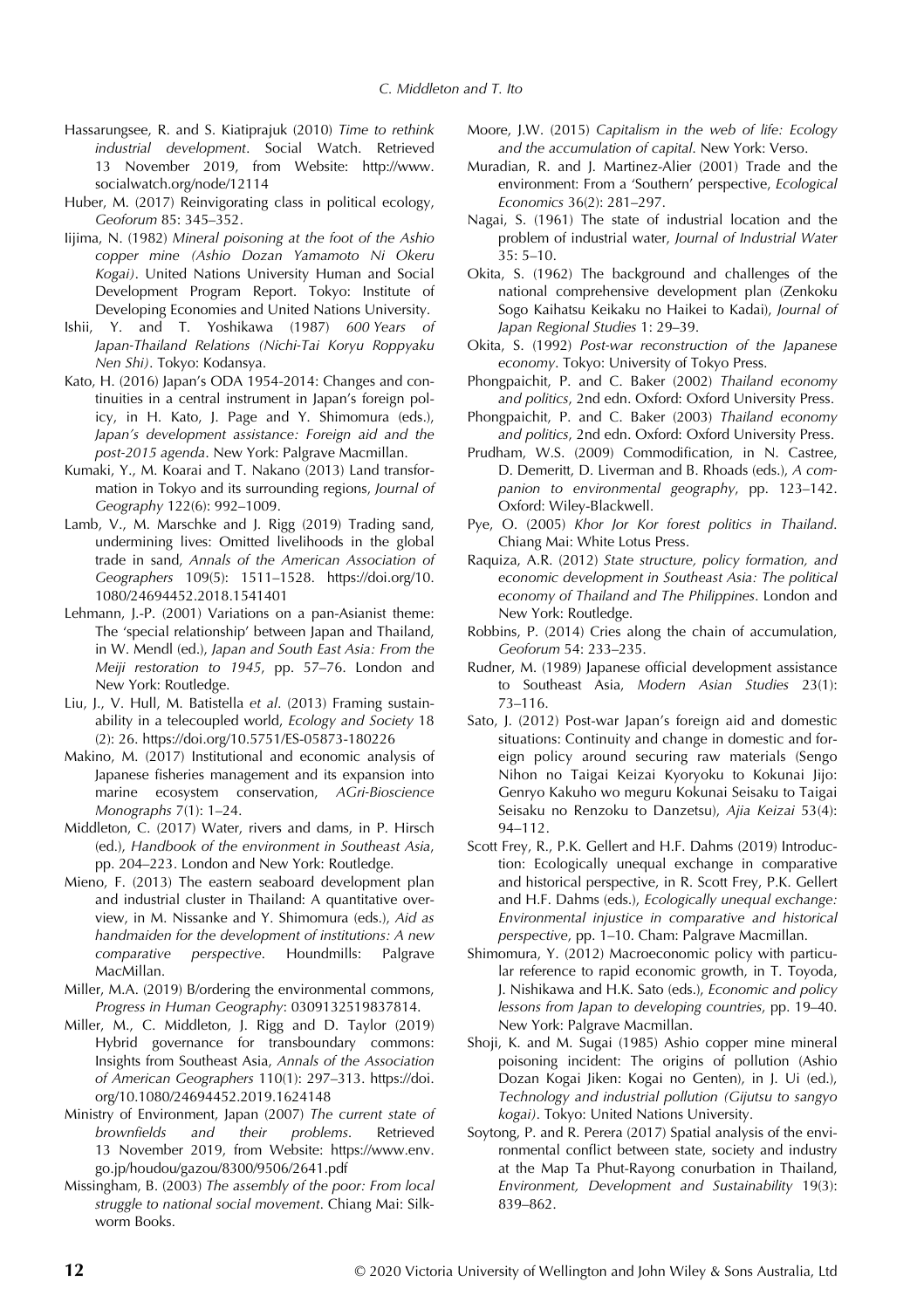Hassarungsee, R. and S. Kiatiprajuk (2010) *Time to rethink industrial development*. Social Watch. Retrieved 13 November 2019, from Website: http://www.socialwatch.org/node/12114

Huber, M. (2017) Reinvigorating class in political ecology, *Geoforum* 85: 345–352.

Iijima, N. (1982) *Mineral poisoning at the foot of the Ashio copper mine (Ashio Dozan Yamamoto Ni Okeru Kogai)*. United Nations University Human and Social Development Program Report. Tokyo: Institute of Developing Economies and United Nations University.

Ishii, Y. and T. Yoshikawa (1987) *600 Years of Japan-Thailand Relations (Nichi-Tai Koryu Roppyaku Nen Shi)*. Tokyo: Kodansya.

Kato, H. (2016) Japan's ODA 1954-2014: Changes and continuities in a central instrument in Japan's foreign policy, in H. Kato, J. Page and Y. Shimomura (eds.), *Japan's development assistance: Foreign aid and the post-2015 agenda*. New York: Palgrave Macmillan.

Kumaki, Y., M. Koarai and T. Nakano (2013) Land transformation in Tokyo and its surrounding regions, *Journal of Geography* 122(6): 992–1009.

Lamb, V., M. Marschke and J. Rigg (2019) Trading sand, undermining lives: Omitted livelihoods in the global trade in sand, *Annals of the American Association of Geographers* 109(5): 1511–1528. https://doi.org/10.1080/24694452.2018.1541401

Lehmann, J.-P. (2001) Variations on a pan-Asianist theme: The 'special relationship' between Japan and Thailand, in W. Mendl (ed.), *Japan and South East Asia: From the Meiji restoration to 1945*, pp. 57–76. London and New York: Routledge.

Liu, J., V. Hull, M. Batistella *et al*. (2013) Framing sustainability in a telecoupled world, *Ecology and Society* 18 (2): 26. https://doi.org/10.5751/ES-05873-180226

Makino, M. (2017) Institutional and economic analysis of Japanese fisheries management and its expansion into marine ecosystem conservation, *AGri-Bioscience Monographs* 7(1): 1–24.

Middleton, C. (2017) Water, rivers and dams, in P. Hirsch (ed.), *Handbook of the environment in Southeast Asia*, pp. 204–223. London and New York: Routledge.

Mieno, F. (2013) The eastern seaboard development plan and industrial cluster in Thailand: A quantitative overview, in M. Nissanke and Y. Shimomura (eds.), *Aid as handmaiden for the development of institutions: A new comparative perspective*. Houndmills: Palgrave MacMillan.

Miller, M.A. (2019) B/ordering the environmental commons, *Progress in Human Geography*: 0309132519837814.

Miller, M., C. Middleton, J. Rigg and D. Taylor (2019) Hybrid governance for transboundary commons: Insights from Southeast Asia, *Annals of the Association of American Geographers* 110(1): 297–313. https://doi.org/10.1080/24694452.2019.1624148

Ministry of Environment, Japan (2007) *The current state of brownfields and their problems*. Retrieved 13 November 2019, from Website: https://www.env.go.jp/houdou/gazou/8300/9506/2641.pdf

Missingham, B. (2003) *The assembly of the poor: From local struggle to national social movement*. Chiang Mai: Silkworm Books.

Moore, J.W. (2015) *Capitalism in the web of life: Ecology and the accumulation of capital*. New York: Verso.

Muradian, R. and J. Martinez-Alier (2001) Trade and the environment: From a 'Southern' perspective, *Ecological Economics* 36(2): 281–297.

Nagai, S. (1961) The state of industrial location and the problem of industrial water, *Journal of Industrial Water* 35: 5–10.

Okita, S. (1962) The background and challenges of the national comprehensive development plan (Zenkoku Sogo Kaihatsu Keikaku no Haikei to Kadai), *Journal of Japan Regional Studies* 1: 29–39.

Okita, S. (1992) *Post-war reconstruction of the Japanese economy*. Tokyo: University of Tokyo Press.

Phongpaichit, P. and C. Baker (2002) *Thailand economy and politics*, 2nd edn. Oxford: Oxford University Press.

Phongpaichit, P. and C. Baker (2003) *Thailand economy and politics*, 2nd edn. Oxford: Oxford University Press.

Prudham, W.S. (2009) Commodification, in N. Castree, D. Demeritt, D. Liverman and B. Rhoads (eds.), *A companion to environmental geography*, pp. 123–142. Oxford: Wiley-Blackwell.

Pye, O. (2005) *Khor Jor Kor forest politics in Thailand*. Chiang Mai: White Lotus Press.

Raquiza, A.R. (2012) *State structure, policy formation, and economic development in Southeast Asia: The political economy of Thailand and The Philippines*. London and New York: Routledge.

Robbins, P. (2014) Cries along the chain of accumulation, *Geoforum* 54: 233–235.

Rudner, M. (1989) Japanese official development assistance to Southeast Asia, *Modern Asian Studies* 23(1): 73–116.

Sato, J. (2012) Post-war Japan's foreign aid and domestic situations: Continuity and change in domestic and foreign policy around securing raw materials (Sengo Nihon no Taigai Keizai Kyoryoku to Kokunai Jijo: Genryo Kakuho wo meguru Kokunai Seisaku to Taigai Seisaku no Renzoku to Danzetsu), *Ajia Keizai* 53(4): 94–112.

Scott Frey, R., P.K. Gellert and H.F. Dahms (2019) Introduction: Ecologically unequal exchange in comparative and historical perspective, in R. Scott Frey, P.K. Gellert and H.F. Dahms (eds.), *Ecologically unequal exchange: Environmental injustice in comparative and historical perspective*, pp. 1–10. Cham: Palgrave Macmillan.

Shimomura, Y. (2012) Macroeconomic policy with particular reference to rapid economic growth, in T. Toyoda, J. Nishikawa and H.K. Sato (eds.), *Economic and policy lessons from Japan to developing countries*, pp. 19–40. New York: Palgrave Macmillan.

Shoji, K. and M. Sugai (1985) Ashio copper mine mineral poisoning incident: The origins of pollution (Ashio Dozan Kogai Jiken: Kogai no Genten), in J. Ui (ed.), *Technology and industrial pollution (Gijutsu to sangyo kogai)*. Tokyo: United Nations University.

Soytong, P. and R. Perera (2017) Spatial analysis of the environmental conflict between state, society and industry at the Map Ta Phut-Rayong conurbation in Thailand, *Environment, Development and Sustainability* 19(3): 839–862.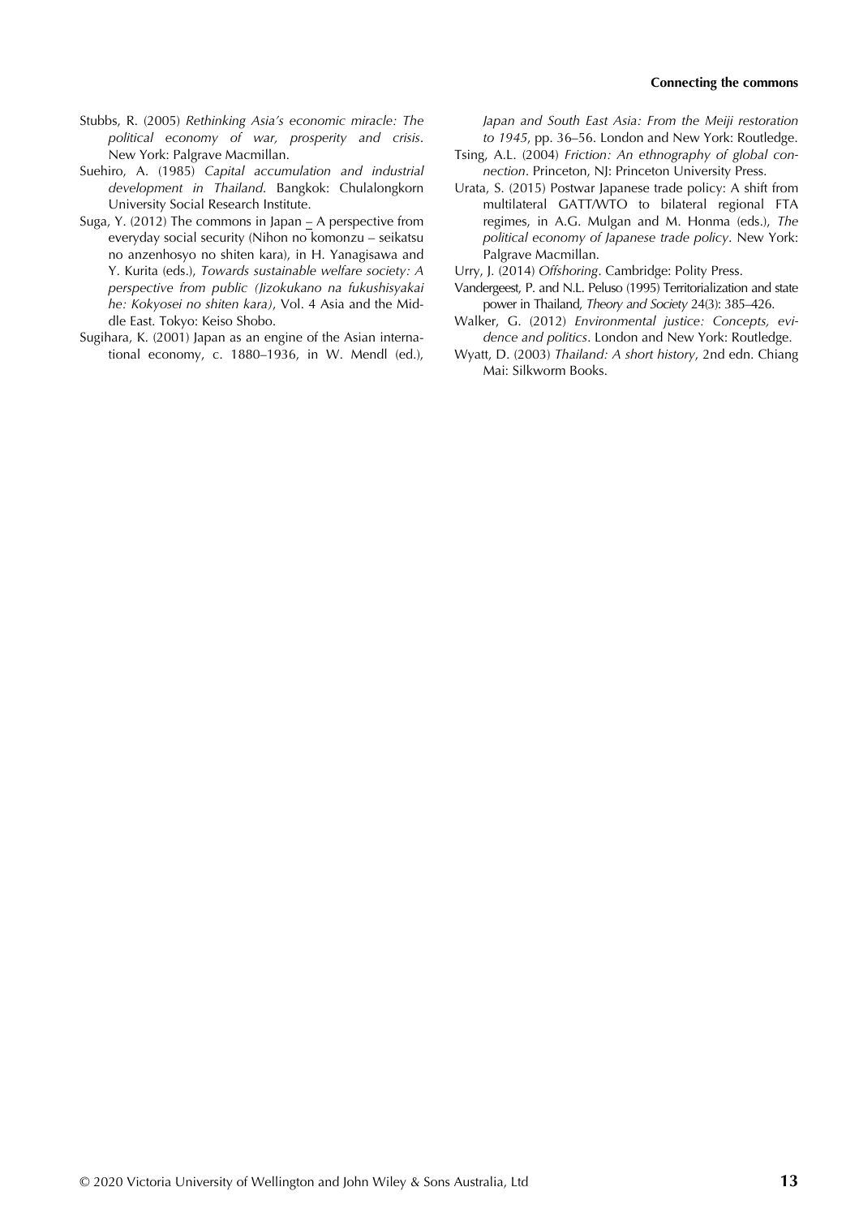Stubbs, R. (2005) *Rethinking Asia's economic miracle: The political economy of war, prosperity and crisis*. New York: Palgrave Macmillan.

Suehiro, A. (1985) *Capital accumulation and industrial development in Thailand*. Bangkok: Chulalongkorn University Social Research Institute.

Suga, Y. (2012) The commons in Japan – A perspective from everyday social security (Nihon no komonzu – seikatsu no anzenhosyo no shiten kara), in H. Yanagisawa and Y. Kurita (eds.), *Towards sustainable welfare society: A perspective from public (Jizokukano na fukushisyakai he: Kokyosei no shiten kara)*, Vol. 4 Asia and the Middle East. Tokyo: Keiso Shobo.

Sugihara, K. (2001) Japan as an engine of the Asian international economy, c. 1880–1936, in W. Mendl (ed.), *Japan and South East Asia: From the Meiji restoration to 1945*, pp. 36–56. London and New York: Routledge.

Tsing, A.L. (2004) *Friction: An ethnography of global connection*. Princeton, NJ: Princeton University Press.

Urata, S. (2015) Postwar Japanese trade policy: A shift from multilateral GATT/WTO to bilateral regional FTA regimes, in A.G. Mulgan and M. Honma (eds.), *The political economy of Japanese trade policy*. New York: Palgrave Macmillan.

Urry, J. (2014) *Offshoring*. Cambridge: Polity Press.

Vandergeest, P. and N.L. Peluso (1995) Territorialization and state power in Thailand, *Theory and Society* 24(3): 385–426.

Walker, G. (2012) *Environmental justice: Concepts, evidence and politics*. London and New York: Routledge.

Wyatt, D. (2003) *Thailand: A short history*, 2nd edn. Chiang Mai: Silkworm Books.